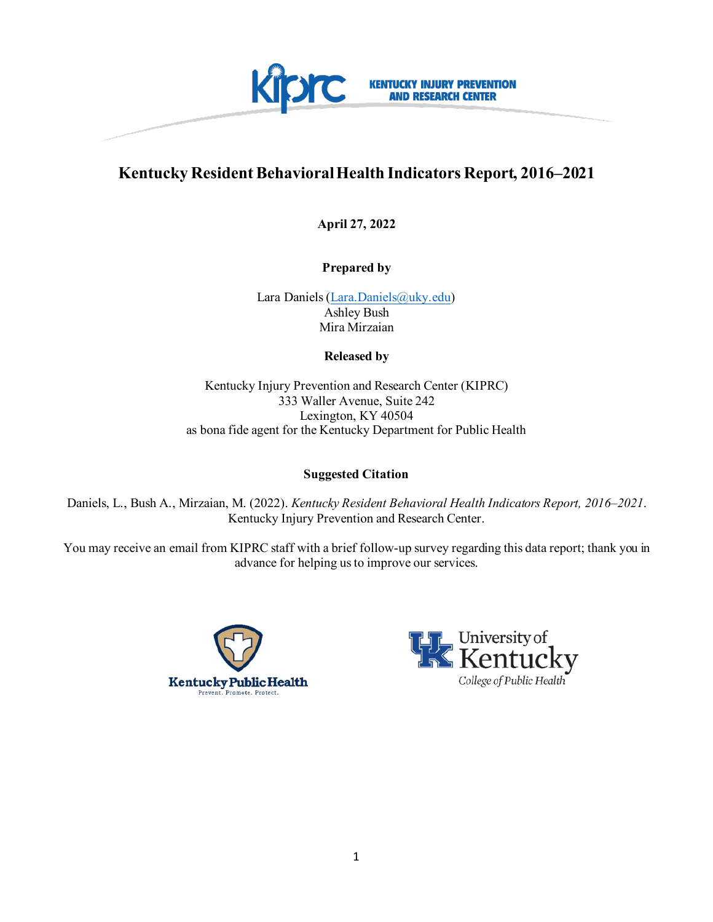# Kentucky Resident Behavioral Health Indicators Report, 2016–2021

**April 27, 2022**

**Prepared by**

Lara Daniels (Lara.Daniels@uky.edu)
Ashley Bush
Mira Mirzaian

**Released by**

Kentucky Injury Prevention and Research Center (KIPRC)
333 Waller Avenue, Suite 242
Lexington, KY 40504
as bona fide agent for the Kentucky Department for Public Health

**Suggested Citation**

Daniels, L., Bush A., Mirzaian, M. (2022). *Kentucky Resident Behavioral Health Indicators Report, 2016–2021*. Kentucky Injury Prevention and Research Center.

You may receive an email from KIPRC staff with a brief follow-up survey regarding this data report; thank you in advance for helping us to improve our services.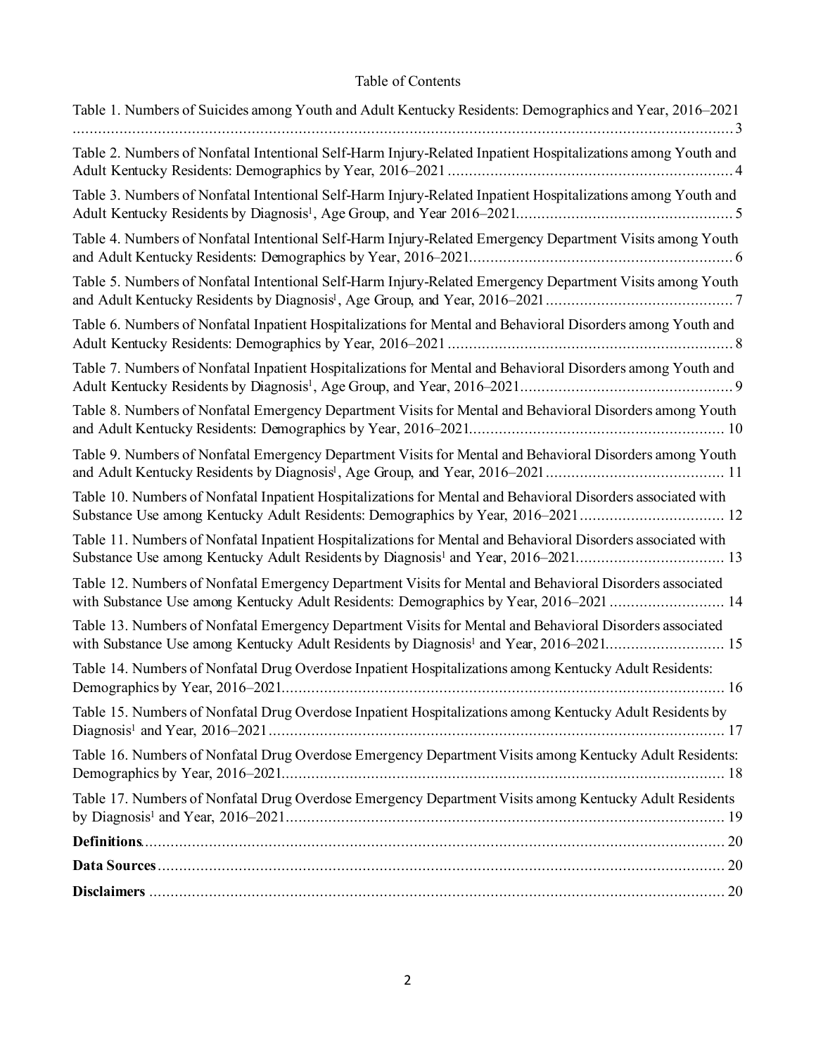Table of Contents

Table 1. Numbers of Suicides among Youth and Adult Kentucky Residents: Demographics and Year, 2016–2021 .......... 3

Table 2. Numbers of Nonfatal Intentional Self-Harm Injury-Related Inpatient Hospitalizations among Youth and Adult Kentucky Residents: Demographics by Year, 2016–2021 .......... 4

Table 3. Numbers of Nonfatal Intentional Self-Harm Injury-Related Inpatient Hospitalizations among Youth and Adult Kentucky Residents by Diagnosis[1], Age Group, and Year 2016–2021 .......... 5

Table 4. Numbers of Nonfatal Intentional Self-Harm Injury-Related Emergency Department Visits among Youth and Adult Kentucky Residents: Demographics by Year, 2016–2021 .......... 6

Table 5. Numbers of Nonfatal Intentional Self-Harm Injury-Related Emergency Department Visits among Youth and Adult Kentucky Residents by Diagnosis[1], Age Group, and Year, 2016–2021 .......... 7

Table 6. Numbers of Nonfatal Inpatient Hospitalizations for Mental and Behavioral Disorders among Youth and Adult Kentucky Residents: Demographics by Year, 2016–2021 .......... 8

Table 7. Numbers of Nonfatal Inpatient Hospitalizations for Mental and Behavioral Disorders among Youth and Adult Kentucky Residents by Diagnosis[1], Age Group, and Year, 2016–2021 .......... 9

Table 8. Numbers of Nonfatal Emergency Department Visits for Mental and Behavioral Disorders among Youth and Adult Kentucky Residents: Demographics by Year, 2016–2021 .......... 10

Table 9. Numbers of Nonfatal Emergency Department Visits for Mental and Behavioral Disorders among Youth and Adult Kentucky Residents by Diagnosis[1], Age Group, and Year, 2016–2021 .......... 11

Table 10. Numbers of Nonfatal Inpatient Hospitalizations for Mental and Behavioral Disorders associated with Substance Use among Kentucky Adult Residents: Demographics by Year, 2016–2021 .......... 12

Table 11. Numbers of Nonfatal Inpatient Hospitalizations for Mental and Behavioral Disorders associated with Substance Use among Kentucky Adult Residents by Diagnosis[1] and Year, 2016–2021 .......... 13

Table 12. Numbers of Nonfatal Emergency Department Visits for Mental and Behavioral Disorders associated with Substance Use among Kentucky Adult Residents: Demographics by Year, 2016–2021 .......... 14

Table 13. Numbers of Nonfatal Emergency Department Visits for Mental and Behavioral Disorders associated with Substance Use among Kentucky Adult Residents by Diagnosis[1] and Year, 2016–2021 .......... 15

Table 14. Numbers of Nonfatal Drug Overdose Inpatient Hospitalizations among Kentucky Adult Residents: Demographics by Year, 2016–2021 .......... 16

Table 15. Numbers of Nonfatal Drug Overdose Inpatient Hospitalizations among Kentucky Adult Residents by Diagnosis[1] and Year, 2016–2021 .......... 17

Table 16. Numbers of Nonfatal Drug Overdose Emergency Department Visits among Kentucky Adult Residents: Demographics by Year, 2016–2021 .......... 18

Table 17. Numbers of Nonfatal Drug Overdose Emergency Department Visits among Kentucky Adult Residents by Diagnosis[1] and Year, 2016–2021 .......... 19

**Definitions** .......... 20

**Data Sources** .......... 20

**Disclaimers** .......... 20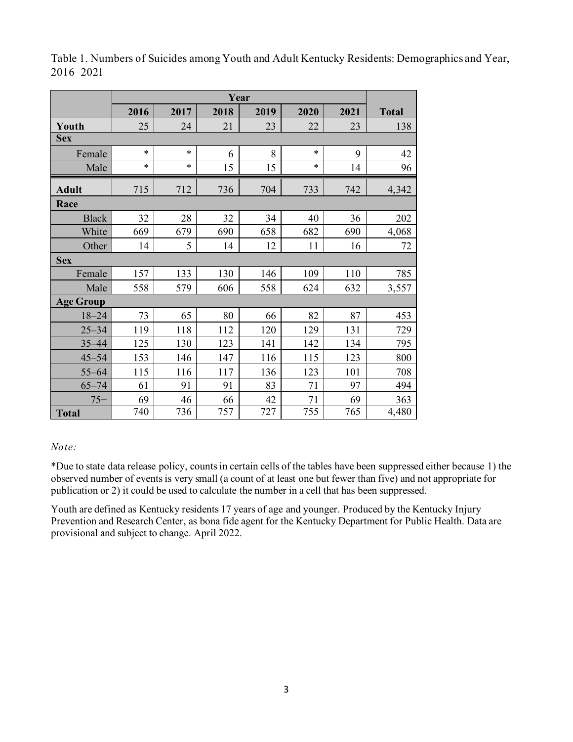Table 1. Numbers of Suicides among Youth and Adult Kentucky Residents: Demographics and Year, 2016–2021

| | Year | | | | | | |
|---|---|---|---|---|---|---|---|
| | **2016** | **2017** | **2018** | **2019** | **2020** | **2021** | **Total** |
| **Youth** | 25 | 24 | 21 | 23 | 22 | 23 | 138 |
| **Sex** | | | | | | | |
| Female | * | * | 6 | 8 | * | 9 | 42 |
| Male | * | * | 15 | 15 | * | 14 | 96 |
| **Adult** | 715 | 712 | 736 | 704 | 733 | 742 | 4,342 |
| **Race** | | | | | | | |
| Black | 32 | 28 | 32 | 34 | 40 | 36 | 202 |
| White | 669 | 679 | 690 | 658 | 682 | 690 | 4,068 |
| Other | 14 | 5 | 14 | 12 | 11 | 16 | 72 |
| **Sex** | | | | | | | |
| Female | 157 | 133 | 130 | 146 | 109 | 110 | 785 |
| Male | 558 | 579 | 606 | 558 | 624 | 632 | 3,557 |
| **Age Group** | | | | | | | |
| 18–24 | 73 | 65 | 80 | 66 | 82 | 87 | 453 |
| 25–34 | 119 | 118 | 112 | 120 | 129 | 131 | 729 |
| 35–44 | 125 | 130 | 123 | 141 | 142 | 134 | 795 |
| 45–54 | 153 | 146 | 147 | 116 | 115 | 123 | 800 |
| 55–64 | 115 | 116 | 117 | 136 | 123 | 101 | 708 |
| 65–74 | 61 | 91 | 91 | 83 | 71 | 97 | 494 |
| 75+ | 69 | 46 | 66 | 42 | 71 | 69 | 363 |
| **Total** | 740 | 736 | 757 | 727 | 755 | 765 | 4,480 |

*Note:*

*Due to state data release policy, counts in certain cells of the tables have been suppressed either because 1) the observed number of events is very small (a count of at least one but fewer than five) and not appropriate for publication or 2) it could be used to calculate the number in a cell that has been suppressed.

Youth are defined as Kentucky residents 17 years of age and younger. Produced by the Kentucky Injury Prevention and Research Center, as bona fide agent for the Kentucky Department for Public Health. Data are provisional and subject to change. April 2022.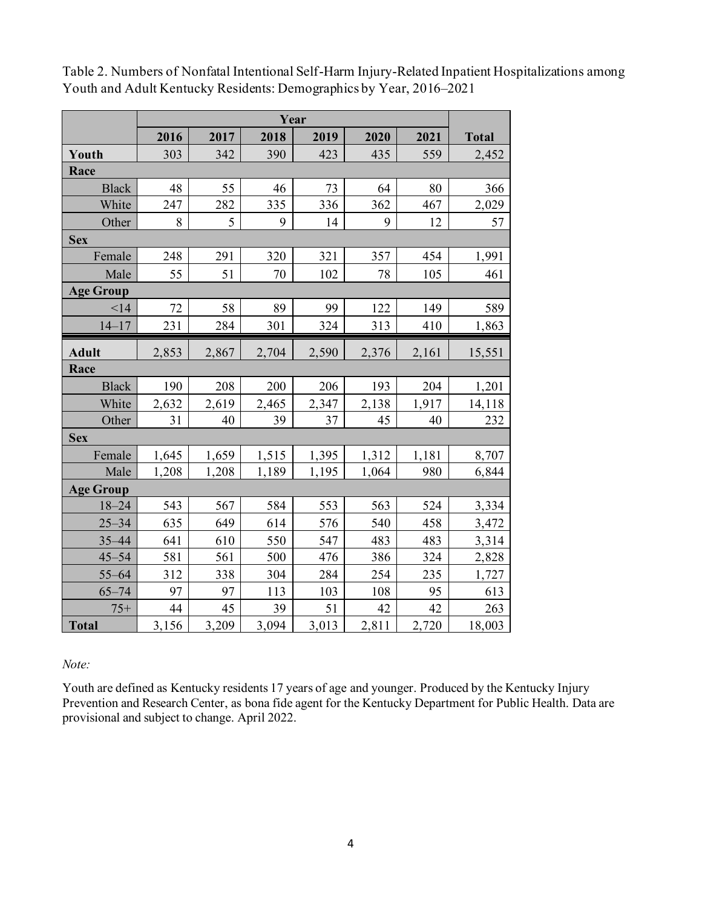Table 2. Numbers of Nonfatal Intentional Self-Harm Injury-Related Inpatient Hospitalizations among Youth and Adult Kentucky Residents: Demographics by Year, 2016–2021

| | Year | | | | | | |
|---|---|---|---|---|---|---|---|
| | **2016** | **2017** | **2018** | **2019** | **2020** | **2021** | **Total** |
| **Youth** | 303 | 342 | 390 | 423 | 435 | 559 | 2,452 |
| **Race** | | | | | | | |
| Black | 48 | 55 | 46 | 73 | 64 | 80 | 366 |
| White | 247 | 282 | 335 | 336 | 362 | 467 | 2,029 |
| Other | 8 | 5 | 9 | 14 | 9 | 12 | 57 |
| **Sex** | | | | | | | |
| Female | 248 | 291 | 320 | 321 | 357 | 454 | 1,991 |
| Male | 55 | 51 | 70 | 102 | 78 | 105 | 461 |
| **Age Group** | | | | | | | |
| <14 | 72 | 58 | 89 | 99 | 122 | 149 | 589 |
| 14–17 | 231 | 284 | 301 | 324 | 313 | 410 | 1,863 |
| **Adult** | 2,853 | 2,867 | 2,704 | 2,590 | 2,376 | 2,161 | 15,551 |
| **Race** | | | | | | | |
| Black | 190 | 208 | 200 | 206 | 193 | 204 | 1,201 |
| White | 2,632 | 2,619 | 2,465 | 2,347 | 2,138 | 1,917 | 14,118 |
| Other | 31 | 40 | 39 | 37 | 45 | 40 | 232 |
| **Sex** | | | | | | | |
| Female | 1,645 | 1,659 | 1,515 | 1,395 | 1,312 | 1,181 | 8,707 |
| Male | 1,208 | 1,208 | 1,189 | 1,195 | 1,064 | 980 | 6,844 |
| **Age Group** | | | | | | | |
| 18–24 | 543 | 567 | 584 | 553 | 563 | 524 | 3,334 |
| 25–34 | 635 | 649 | 614 | 576 | 540 | 458 | 3,472 |
| 35–44 | 641 | 610 | 550 | 547 | 483 | 483 | 3,314 |
| 45–54 | 581 | 561 | 500 | 476 | 386 | 324 | 2,828 |
| 55–64 | 312 | 338 | 304 | 284 | 254 | 235 | 1,727 |
| 65–74 | 97 | 97 | 113 | 103 | 108 | 95 | 613 |
| 75+ | 44 | 45 | 39 | 51 | 42 | 42 | 263 |
| **Total** | 3,156 | 3,209 | 3,094 | 3,013 | 2,811 | 2,720 | 18,003 |

*Note:*

Youth are defined as Kentucky residents 17 years of age and younger. Produced by the Kentucky Injury Prevention and Research Center, as bona fide agent for the Kentucky Department for Public Health. Data are provisional and subject to change. April 2022.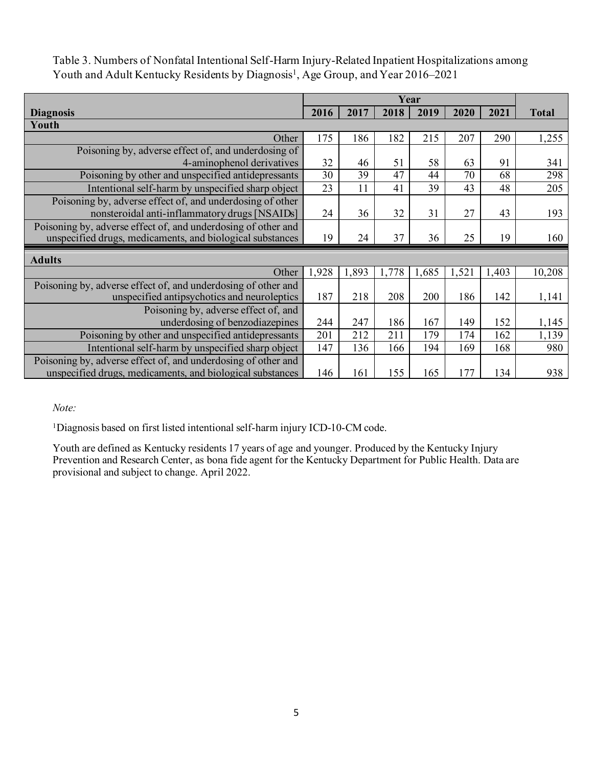Table 3. Numbers of Nonfatal Intentional Self-Harm Injury-Related Inpatient Hospitalizations among Youth and Adult Kentucky Residents by Diagnosis[1], Age Group, and Year 2016–2021

| | Year | | | | | | |
|---|---|---|---|---|---|---|---|
| **Diagnosis** | **2016** | **2017** | **2018** | **2019** | **2020** | **2021** | **Total** |
| **Youth** | | | | | | | |
| Other | 175 | 186 | 182 | 215 | 207 | 290 | 1,255 |
| Poisoning by, adverse effect of, and underdosing of 4-aminophenol derivatives | 32 | 46 | 51 | 58 | 63 | 91 | 341 |
| Poisoning by other and unspecified antidepressants | 30 | 39 | 47 | 44 | 70 | 68 | 298 |
| Intentional self-harm by unspecified sharp object | 23 | 11 | 41 | 39 | 43 | 48 | 205 |
| Poisoning by, adverse effect of, and underdosing of other nonsteroidal anti-inflammatory drugs [NSAIDs] | 24 | 36 | 32 | 31 | 27 | 43 | 193 |
| Poisoning by, adverse effect of, and underdosing of other and unspecified drugs, medicaments, and biological substances | 19 | 24 | 37 | 36 | 25 | 19 | 160 |
| **Adults** | | | | | | | |
| Other | 1,928 | 1,893 | 1,778 | 1,685 | 1,521 | 1,403 | 10,208 |
| Poisoning by, adverse effect of, and underdosing of other and unspecified antipsychotics and neuroleptics | 187 | 218 | 208 | 200 | 186 | 142 | 1,141 |
| Poisoning by, adverse effect of, and underdosing of benzodiazepines | 244 | 247 | 186 | 167 | 149 | 152 | 1,145 |
| Poisoning by other and unspecified antidepressants | 201 | 212 | 211 | 179 | 174 | 162 | 1,139 |
| Intentional self-harm by unspecified sharp object | 147 | 136 | 166 | 194 | 169 | 168 | 980 |
| Poisoning by, adverse effect of, and underdosing of other and unspecified drugs, medicaments, and biological substances | 146 | 161 | 155 | 165 | 177 | 134 | 938 |

*Note:*

[1]Diagnosis based on first listed intentional self-harm injury ICD-10-CM code.

Youth are defined as Kentucky residents 17 years of age and younger. Produced by the Kentucky Injury Prevention and Research Center, as bona fide agent for the Kentucky Department for Public Health. Data are provisional and subject to change. April 2022.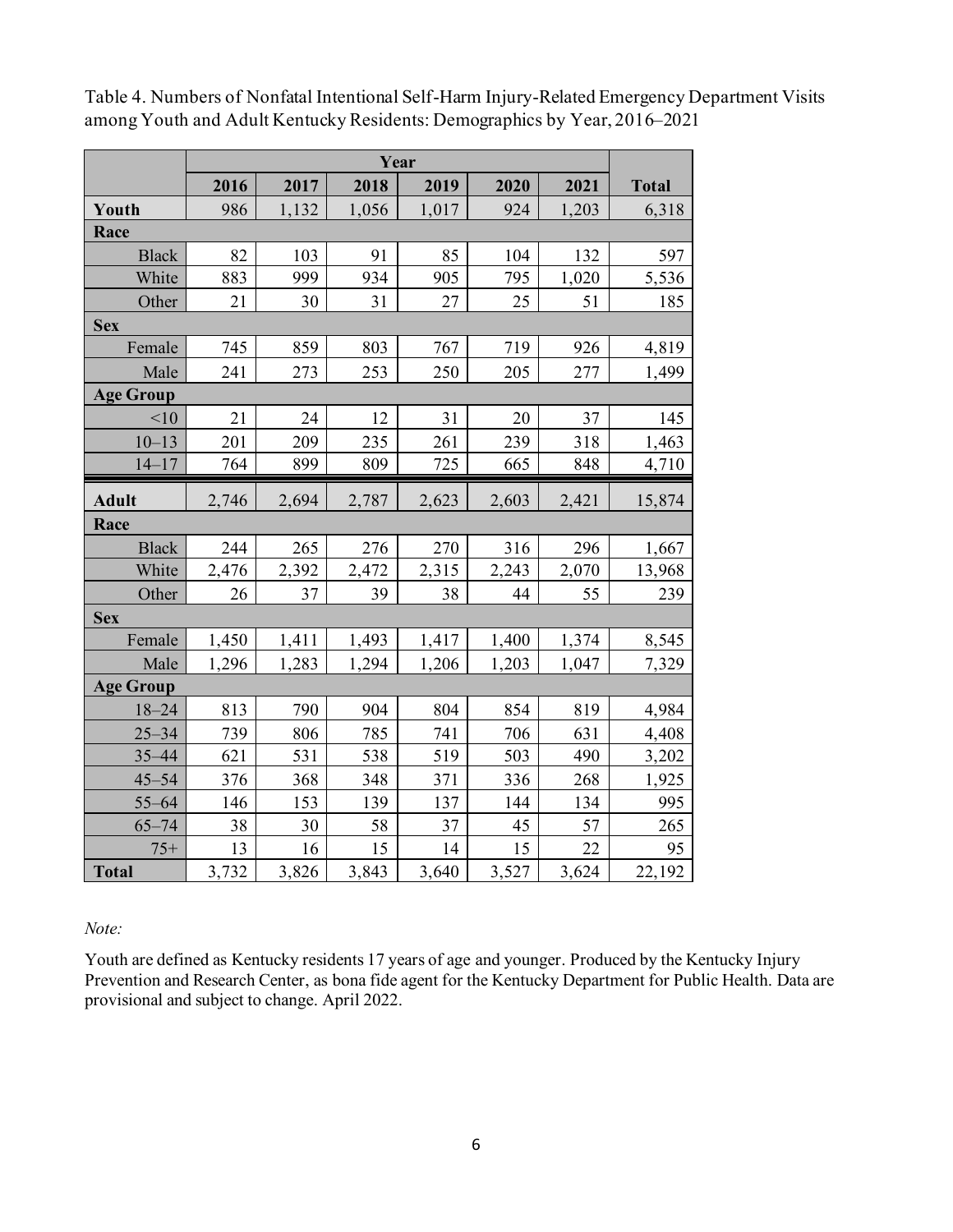Table 4. Numbers of Nonfatal Intentional Self-Harm Injury-Related Emergency Department Visits among Youth and Adult Kentucky Residents: Demographics by Year, 2016–2021

| | Year | | | | | | |
|---|---|---|---|---|---|---|---|
| | 2016 | 2017 | 2018 | 2019 | 2020 | 2021 | Total |
| **Youth** | 986 | 1,132 | 1,056 | 1,017 | 924 | 1,203 | 6,318 |
| **Race** | | | | | | | |
| Black | 82 | 103 | 91 | 85 | 104 | 132 | 597 |
| White | 883 | 999 | 934 | 905 | 795 | 1,020 | 5,536 |
| Other | 21 | 30 | 31 | 27 | 25 | 51 | 185 |
| **Sex** | | | | | | | |
| Female | 745 | 859 | 803 | 767 | 719 | 926 | 4,819 |
| Male | 241 | 273 | 253 | 250 | 205 | 277 | 1,499 |
| **Age Group** | | | | | | | |
| <10 | 21 | 24 | 12 | 31 | 20 | 37 | 145 |
| 10–13 | 201 | 209 | 235 | 261 | 239 | 318 | 1,463 |
| 14–17 | 764 | 899 | 809 | 725 | 665 | 848 | 4,710 |
| **Adult** | 2,746 | 2,694 | 2,787 | 2,623 | 2,603 | 2,421 | 15,874 |
| **Race** | | | | | | | |
| Black | 244 | 265 | 276 | 270 | 316 | 296 | 1,667 |
| White | 2,476 | 2,392 | 2,472 | 2,315 | 2,243 | 2,070 | 13,968 |
| Other | 26 | 37 | 39 | 38 | 44 | 55 | 239 |
| **Sex** | | | | | | | |
| Female | 1,450 | 1,411 | 1,493 | 1,417 | 1,400 | 1,374 | 8,545 |
| Male | 1,296 | 1,283 | 1,294 | 1,206 | 1,203 | 1,047 | 7,329 |
| **Age Group** | | | | | | | |
| 18–24 | 813 | 790 | 904 | 804 | 854 | 819 | 4,984 |
| 25–34 | 739 | 806 | 785 | 741 | 706 | 631 | 4,408 |
| 35–44 | 621 | 531 | 538 | 519 | 503 | 490 | 3,202 |
| 45–54 | 376 | 368 | 348 | 371 | 336 | 268 | 1,925 |
| 55–64 | 146 | 153 | 139 | 137 | 144 | 134 | 995 |
| 65–74 | 38 | 30 | 58 | 37 | 45 | 57 | 265 |
| 75+ | 13 | 16 | 15 | 14 | 15 | 22 | 95 |
| **Total** | 3,732 | 3,826 | 3,843 | 3,640 | 3,527 | 3,624 | 22,192 |

*Note:*

Youth are defined as Kentucky residents 17 years of age and younger. Produced by the Kentucky Injury Prevention and Research Center, as bona fide agent for the Kentucky Department for Public Health. Data are provisional and subject to change. April 2022.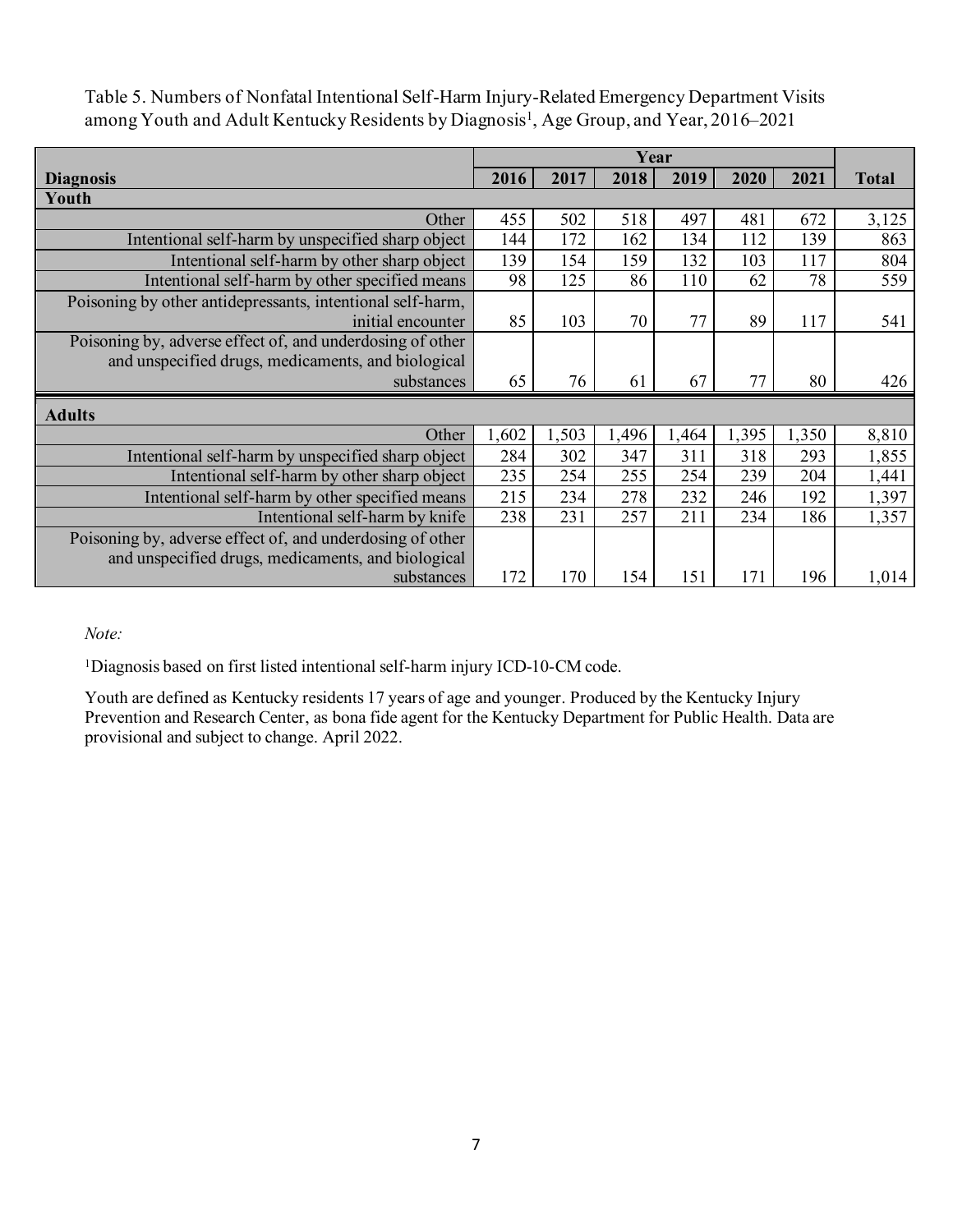Table 5. Numbers of Nonfatal Intentional Self-Harm Injury-Related Emergency Department Visits among Youth and Adult Kentucky Residents by Diagnosis[1], Age Group, and Year, 2016–2021

| | Year | | | | | | |
|---|---|---|---|---|---|---|---|
| **Diagnosis** | **2016** | **2017** | **2018** | **2019** | **2020** | **2021** | **Total** |
| **Youth** | | | | | | | |
| Other | 455 | 502 | 518 | 497 | 481 | 672 | 3,125 |
| Intentional self-harm by unspecified sharp object | 144 | 172 | 162 | 134 | 112 | 139 | 863 |
| Intentional self-harm by other sharp object | 139 | 154 | 159 | 132 | 103 | 117 | 804 |
| Intentional self-harm by other specified means | 98 | 125 | 86 | 110 | 62 | 78 | 559 |
| Poisoning by other antidepressants, intentional self-harm, initial encounter | 85 | 103 | 70 | 77 | 89 | 117 | 541 |
| Poisoning by, adverse effect of, and underdosing of other and unspecified drugs, medicaments, and biological substances | 65 | 76 | 61 | 67 | 77 | 80 | 426 |
| **Adults** | | | | | | | |
| Other | 1,602 | 1,503 | 1,496 | 1,464 | 1,395 | 1,350 | 8,810 |
| Intentional self-harm by unspecified sharp object | 284 | 302 | 347 | 311 | 318 | 293 | 1,855 |
| Intentional self-harm by other sharp object | 235 | 254 | 255 | 254 | 239 | 204 | 1,441 |
| Intentional self-harm by other specified means | 215 | 234 | 278 | 232 | 246 | 192 | 1,397 |
| Intentional self-harm by knife | 238 | 231 | 257 | 211 | 234 | 186 | 1,357 |
| Poisoning by, adverse effect of, and underdosing of other and unspecified drugs, medicaments, and biological substances | 172 | 170 | 154 | 151 | 171 | 196 | 1,014 |

*Note:*

[1]Diagnosis based on first listed intentional self-harm injury ICD-10-CM code.

Youth are defined as Kentucky residents 17 years of age and younger. Produced by the Kentucky Injury Prevention and Research Center, as bona fide agent for the Kentucky Department for Public Health. Data are provisional and subject to change. April 2022.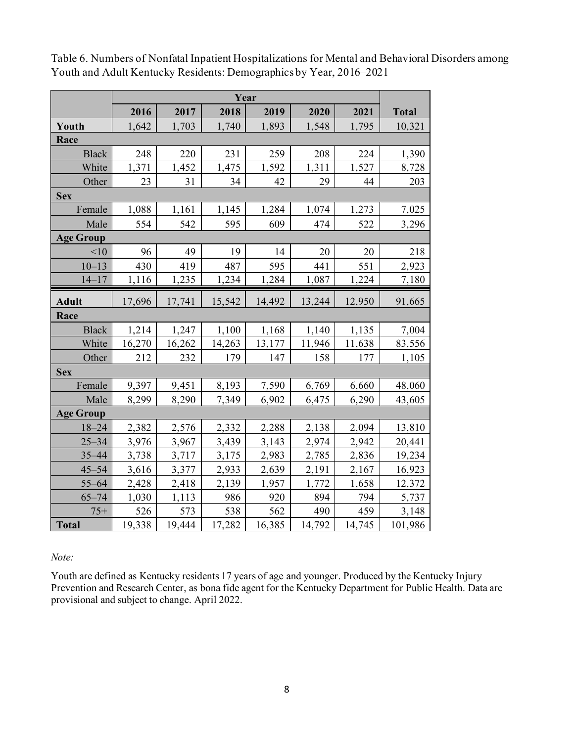Table 6. Numbers of Nonfatal Inpatient Hospitalizations for Mental and Behavioral Disorders among Youth and Adult Kentucky Residents: Demographics by Year, 2016–2021

| | Year | | | | | | |
|---|---|---|---|---|---|---|---|
| | 2016 | 2017 | 2018 | 2019 | 2020 | 2021 | Total |
| **Youth** | 1,642 | 1,703 | 1,740 | 1,893 | 1,548 | 1,795 | 10,321 |
| **Race** | | | | | | | |
| Black | 248 | 220 | 231 | 259 | 208 | 224 | 1,390 |
| White | 1,371 | 1,452 | 1,475 | 1,592 | 1,311 | 1,527 | 8,728 |
| Other | 23 | 31 | 34 | 42 | 29 | 44 | 203 |
| **Sex** | | | | | | | |
| Female | 1,088 | 1,161 | 1,145 | 1,284 | 1,074 | 1,273 | 7,025 |
| Male | 554 | 542 | 595 | 609 | 474 | 522 | 3,296 |
| **Age Group** | | | | | | | |
| <10 | 96 | 49 | 19 | 14 | 20 | 20 | 218 |
| 10–13 | 430 | 419 | 487 | 595 | 441 | 551 | 2,923 |
| 14–17 | 1,116 | 1,235 | 1,234 | 1,284 | 1,087 | 1,224 | 7,180 |
| **Adult** | 17,696 | 17,741 | 15,542 | 14,492 | 13,244 | 12,950 | 91,665 |
| **Race** | | | | | | | |
| Black | 1,214 | 1,247 | 1,100 | 1,168 | 1,140 | 1,135 | 7,004 |
| White | 16,270 | 16,262 | 14,263 | 13,177 | 11,946 | 11,638 | 83,556 |
| Other | 212 | 232 | 179 | 147 | 158 | 177 | 1,105 |
| **Sex** | | | | | | | |
| Female | 9,397 | 9,451 | 8,193 | 7,590 | 6,769 | 6,660 | 48,060 |
| Male | 8,299 | 8,290 | 7,349 | 6,902 | 6,475 | 6,290 | 43,605 |
| **Age Group** | | | | | | | |
| 18–24 | 2,382 | 2,576 | 2,332 | 2,288 | 2,138 | 2,094 | 13,810 |
| 25–34 | 3,976 | 3,967 | 3,439 | 3,143 | 2,974 | 2,942 | 20,441 |
| 35–44 | 3,738 | 3,717 | 3,175 | 2,983 | 2,785 | 2,836 | 19,234 |
| 45–54 | 3,616 | 3,377 | 2,933 | 2,639 | 2,191 | 2,167 | 16,923 |
| 55–64 | 2,428 | 2,418 | 2,139 | 1,957 | 1,772 | 1,658 | 12,372 |
| 65–74 | 1,030 | 1,113 | 986 | 920 | 894 | 794 | 5,737 |
| 75+ | 526 | 573 | 538 | 562 | 490 | 459 | 3,148 |
| **Total** | 19,338 | 19,444 | 17,282 | 16,385 | 14,792 | 14,745 | 101,986 |

*Note:*

Youth are defined as Kentucky residents 17 years of age and younger. Produced by the Kentucky Injury Prevention and Research Center, as bona fide agent for the Kentucky Department for Public Health. Data are provisional and subject to change. April 2022.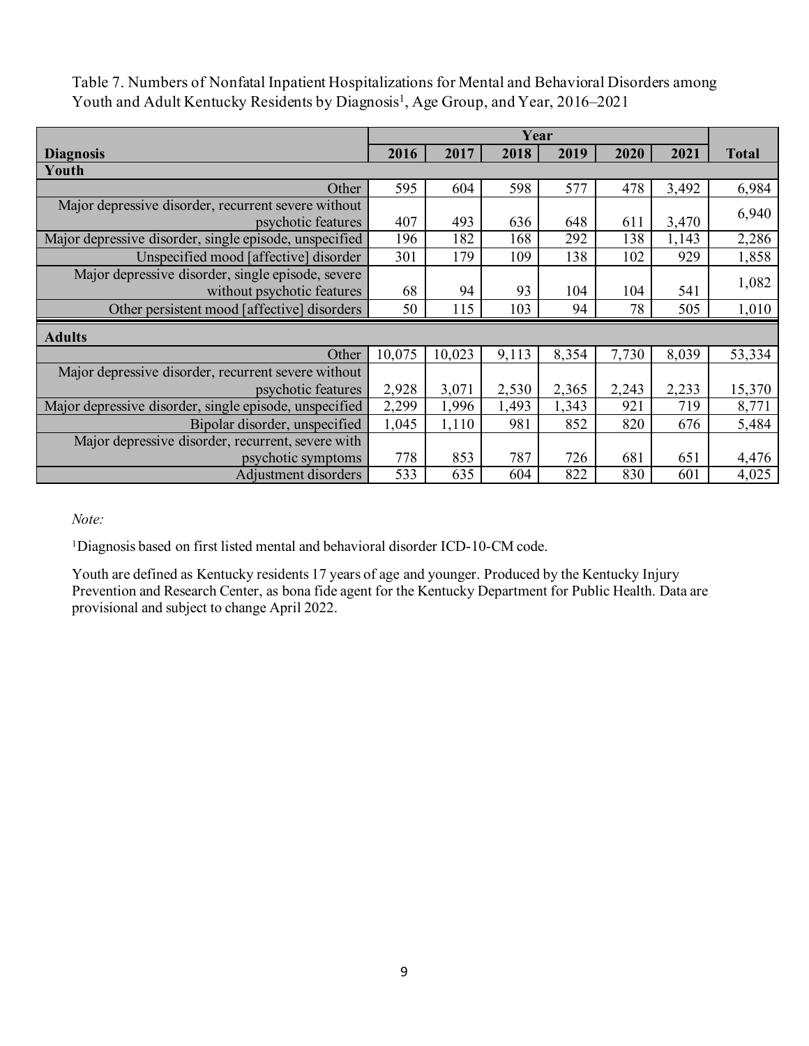Table 7. Numbers of Nonfatal Inpatient Hospitalizations for Mental and Behavioral Disorders among Youth and Adult Kentucky Residents by Diagnosis[1], Age Group, and Year, 2016–2021

| | Year | | | | | | |
|---|---|---|---|---|---|---|---|
| **Diagnosis** | **2016** | **2017** | **2018** | **2019** | **2020** | **2021** | **Total** |
| **Youth** | | | | | | | |
| Other | 595 | 604 | 598 | 577 | 478 | 3,492 | 6,984 |
| Major depressive disorder, recurrent severe without psychotic features | 407 | 493 | 636 | 648 | 611 | 3,470 | 6,940 |
| Major depressive disorder, single episode, unspecified | 196 | 182 | 168 | 292 | 138 | 1,143 | 2,286 |
| Unspecified mood [affective] disorder | 301 | 179 | 109 | 138 | 102 | 929 | 1,858 |
| Major depressive disorder, single episode, severe without psychotic features | 68 | 94 | 93 | 104 | 104 | 541 | 1,082 |
| Other persistent mood [affective] disorders | 50 | 115 | 103 | 94 | 78 | 505 | 1,010 |
| **Adults** | | | | | | | |
| Other | 10,075 | 10,023 | 9,113 | 8,354 | 7,730 | 8,039 | 53,334 |
| Major depressive disorder, recurrent severe without psychotic features | 2,928 | 3,071 | 2,530 | 2,365 | 2,243 | 2,233 | 15,370 |
| Major depressive disorder, single episode, unspecified | 2,299 | 1,996 | 1,493 | 1,343 | 921 | 719 | 8,771 |
| Bipolar disorder, unspecified | 1,045 | 1,110 | 981 | 852 | 820 | 676 | 5,484 |
| Major depressive disorder, recurrent, severe with psychotic symptoms | 778 | 853 | 787 | 726 | 681 | 651 | 4,476 |
| Adjustment disorders | 533 | 635 | 604 | 822 | 830 | 601 | 4,025 |

*Note:*

[1]Diagnosis based on first listed mental and behavioral disorder ICD-10-CM code.

Youth are defined as Kentucky residents 17 years of age and younger. Produced by the Kentucky Injury Prevention and Research Center, as bona fide agent for the Kentucky Department for Public Health. Data are provisional and subject to change April 2022.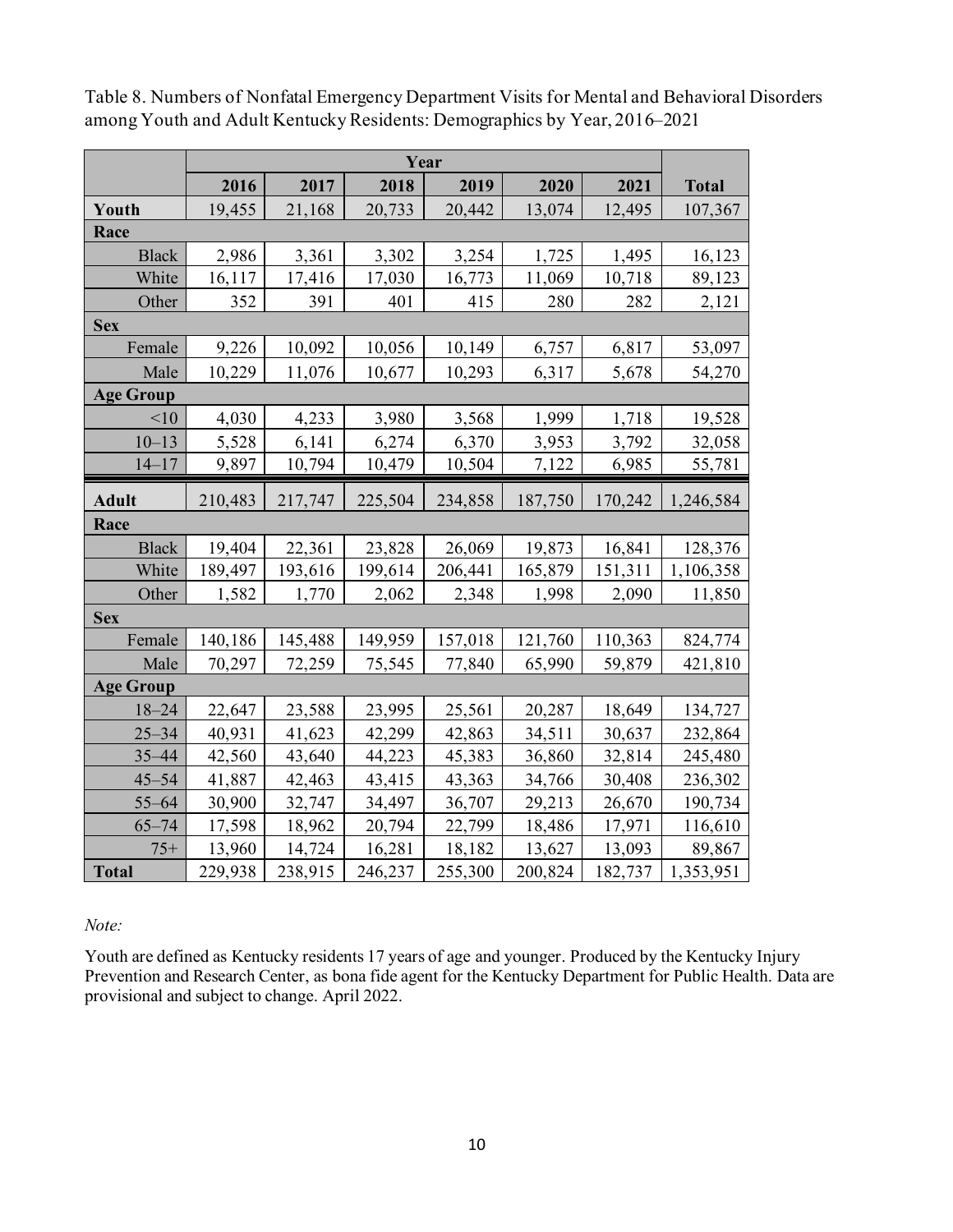Table 8. Numbers of Nonfatal Emergency Department Visits for Mental and Behavioral Disorders among Youth and Adult Kentucky Residents: Demographics by Year, 2016–2021

| | Year | | | | | | |
|---|---|---|---|---|---|---|---|
| | 2016 | 2017 | 2018 | 2019 | 2020 | 2021 | Total |
| **Youth** | 19,455 | 21,168 | 20,733 | 20,442 | 13,074 | 12,495 | 107,367 |
| **Race** | | | | | | | |
| Black | 2,986 | 3,361 | 3,302 | 3,254 | 1,725 | 1,495 | 16,123 |
| White | 16,117 | 17,416 | 17,030 | 16,773 | 11,069 | 10,718 | 89,123 |
| Other | 352 | 391 | 401 | 415 | 280 | 282 | 2,121 |
| **Sex** | | | | | | | |
| Female | 9,226 | 10,092 | 10,056 | 10,149 | 6,757 | 6,817 | 53,097 |
| Male | 10,229 | 11,076 | 10,677 | 10,293 | 6,317 | 5,678 | 54,270 |
| **Age Group** | | | | | | | |
| <10 | 4,030 | 4,233 | 3,980 | 3,568 | 1,999 | 1,718 | 19,528 |
| 10–13 | 5,528 | 6,141 | 6,274 | 6,370 | 3,953 | 3,792 | 32,058 |
| 14–17 | 9,897 | 10,794 | 10,479 | 10,504 | 7,122 | 6,985 | 55,781 |
| **Adult** | 210,483 | 217,747 | 225,504 | 234,858 | 187,750 | 170,242 | 1,246,584 |
| **Race** | | | | | | | |
| Black | 19,404 | 22,361 | 23,828 | 26,069 | 19,873 | 16,841 | 128,376 |
| White | 189,497 | 193,616 | 199,614 | 206,441 | 165,879 | 151,311 | 1,106,358 |
| Other | 1,582 | 1,770 | 2,062 | 2,348 | 1,998 | 2,090 | 11,850 |
| **Sex** | | | | | | | |
| Female | 140,186 | 145,488 | 149,959 | 157,018 | 121,760 | 110,363 | 824,774 |
| Male | 70,297 | 72,259 | 75,545 | 77,840 | 65,990 | 59,879 | 421,810 |
| **Age Group** | | | | | | | |
| 18–24 | 22,647 | 23,588 | 23,995 | 25,561 | 20,287 | 18,649 | 134,727 |
| 25–34 | 40,931 | 41,623 | 42,299 | 42,863 | 34,511 | 30,637 | 232,864 |
| 35–44 | 42,560 | 43,640 | 44,223 | 45,383 | 36,860 | 32,814 | 245,480 |
| 45–54 | 41,887 | 42,463 | 43,415 | 43,363 | 34,766 | 30,408 | 236,302 |
| 55–64 | 30,900 | 32,747 | 34,497 | 36,707 | 29,213 | 26,670 | 190,734 |
| 65–74 | 17,598 | 18,962 | 20,794 | 22,799 | 18,486 | 17,971 | 116,610 |
| 75+ | 13,960 | 14,724 | 16,281 | 18,182 | 13,627 | 13,093 | 89,867 |
| **Total** | 229,938 | 238,915 | 246,237 | 255,300 | 200,824 | 182,737 | 1,353,951 |

*Note:*

Youth are defined as Kentucky residents 17 years of age and younger. Produced by the Kentucky Injury Prevention and Research Center, as bona fide agent for the Kentucky Department for Public Health. Data are provisional and subject to change. April 2022.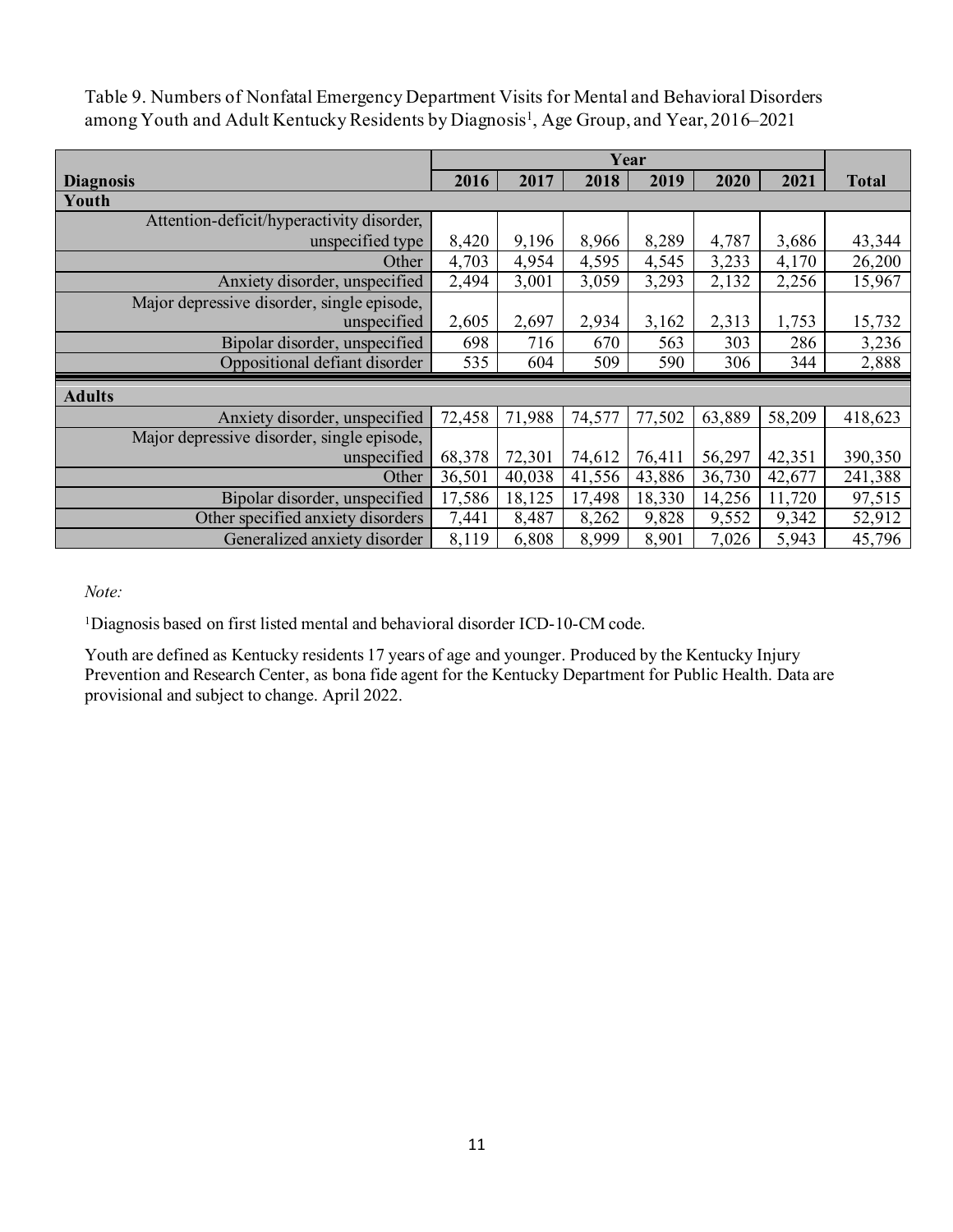Table 9. Numbers of Nonfatal Emergency Department Visits for Mental and Behavioral Disorders among Youth and Adult Kentucky Residents by Diagnosis[1], Age Group, and Year, 2016–2021

| | Year | | | | | | |
|---|---|---|---|---|---|---|---|
| **Diagnosis** | **2016** | **2017** | **2018** | **2019** | **2020** | **2021** | **Total** |
| **Youth** | | | | | | | |
| Attention-deficit/hyperactivity disorder, unspecified type | 8,420 | 9,196 | 8,966 | 8,289 | 4,787 | 3,686 | 43,344 |
| Other | 4,703 | 4,954 | 4,595 | 4,545 | 3,233 | 4,170 | 26,200 |
| Anxiety disorder, unspecified | 2,494 | 3,001 | 3,059 | 3,293 | 2,132 | 2,256 | 15,967 |
| Major depressive disorder, single episode, unspecified | 2,605 | 2,697 | 2,934 | 3,162 | 2,313 | 1,753 | 15,732 |
| Bipolar disorder, unspecified | 698 | 716 | 670 | 563 | 303 | 286 | 3,236 |
| Oppositional defiant disorder | 535 | 604 | 509 | 590 | 306 | 344 | 2,888 |
| **Adults** | | | | | | | |
| Anxiety disorder, unspecified | 72,458 | 71,988 | 74,577 | 77,502 | 63,889 | 58,209 | 418,623 |
| Major depressive disorder, single episode, unspecified | 68,378 | 72,301 | 74,612 | 76,411 | 56,297 | 42,351 | 390,350 |
| Other | 36,501 | 40,038 | 41,556 | 43,886 | 36,730 | 42,677 | 241,388 |
| Bipolar disorder, unspecified | 17,586 | 18,125 | 17,498 | 18,330 | 14,256 | 11,720 | 97,515 |
| Other specified anxiety disorders | 7,441 | 8,487 | 8,262 | 9,828 | 9,552 | 9,342 | 52,912 |
| Generalized anxiety disorder | 8,119 | 6,808 | 8,999 | 8,901 | 7,026 | 5,943 | 45,796 |

*Note:*

[1]Diagnosis based on first listed mental and behavioral disorder ICD-10-CM code.

Youth are defined as Kentucky residents 17 years of age and younger. Produced by the Kentucky Injury Prevention and Research Center, as bona fide agent for the Kentucky Department for Public Health. Data are provisional and subject to change. April 2022.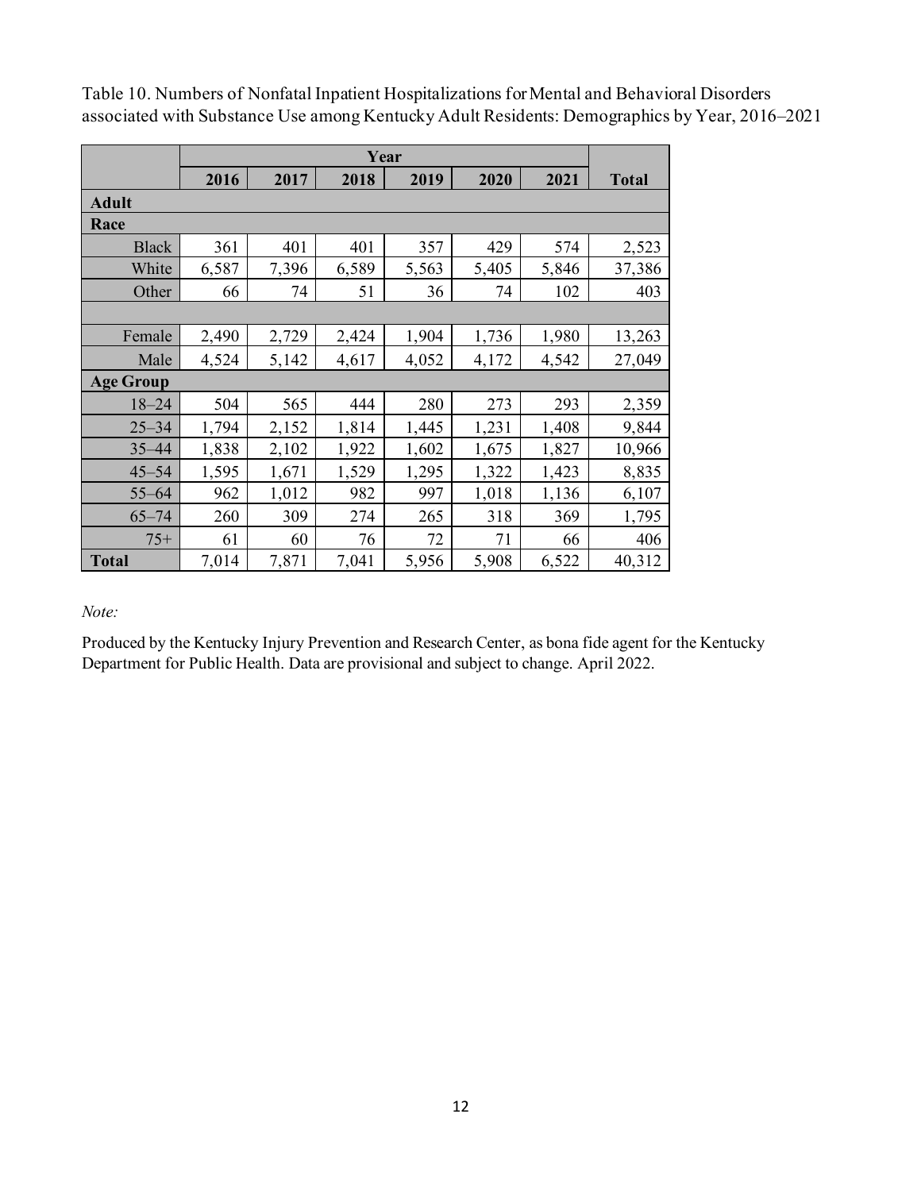Table 10. Numbers of Nonfatal Inpatient Hospitalizations for Mental and Behavioral Disorders associated with Substance Use among Kentucky Adult Residents: Demographics by Year, 2016–2021

| | Year | | | | | | |
|---|---|---|---|---|---|---|---|
| | 2016 | 2017 | 2018 | 2019 | 2020 | 2021 | Total |
| **Adult** | | | | | | | |
| **Race** | | | | | | | |
| Black | 361 | 401 | 401 | 357 | 429 | 574 | 2,523 |
| White | 6,587 | 7,396 | 6,589 | 5,563 | 5,405 | 5,846 | 37,386 |
| Other | 66 | 74 | 51 | 36 | 74 | 102 | 403 |
| | | | | | | | |
| Female | 2,490 | 2,729 | 2,424 | 1,904 | 1,736 | 1,980 | 13,263 |
| Male | 4,524 | 5,142 | 4,617 | 4,052 | 4,172 | 4,542 | 27,049 |
| **Age Group** | | | | | | | |
| 18–24 | 504 | 565 | 444 | 280 | 273 | 293 | 2,359 |
| 25–34 | 1,794 | 2,152 | 1,814 | 1,445 | 1,231 | 1,408 | 9,844 |
| 35–44 | 1,838 | 2,102 | 1,922 | 1,602 | 1,675 | 1,827 | 10,966 |
| 45–54 | 1,595 | 1,671 | 1,529 | 1,295 | 1,322 | 1,423 | 8,835 |
| 55–64 | 962 | 1,012 | 982 | 997 | 1,018 | 1,136 | 6,107 |
| 65–74 | 260 | 309 | 274 | 265 | 318 | 369 | 1,795 |
| 75+ | 61 | 60 | 76 | 72 | 71 | 66 | 406 |
| **Total** | 7,014 | 7,871 | 7,041 | 5,956 | 5,908 | 6,522 | 40,312 |

*Note:*

Produced by the Kentucky Injury Prevention and Research Center, as bona fide agent for the Kentucky Department for Public Health. Data are provisional and subject to change. April 2022.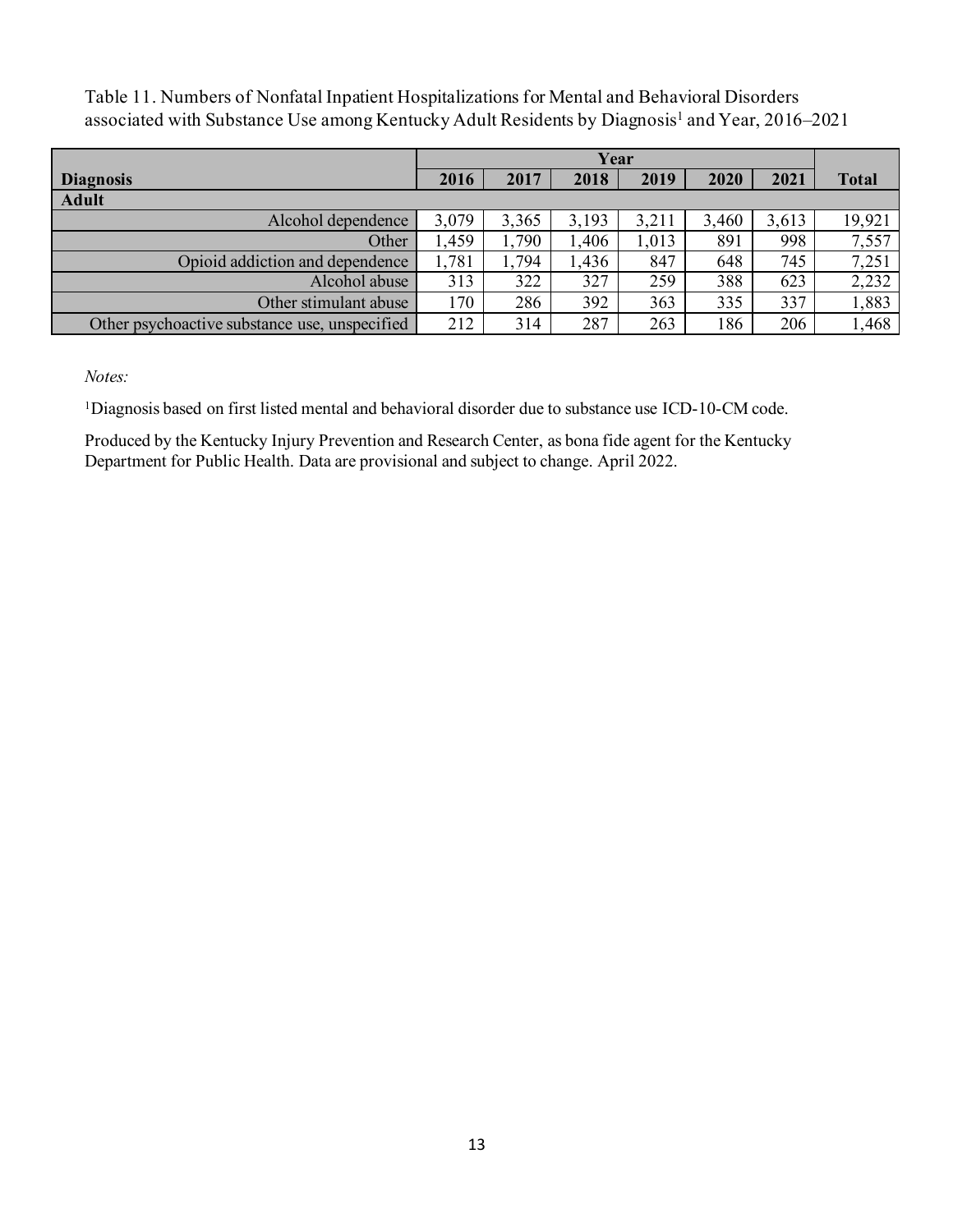Table 11. Numbers of Nonfatal Inpatient Hospitalizations for Mental and Behavioral Disorders associated with Substance Use among Kentucky Adult Residents by Diagnosis[1] and Year, 2016–2021

| | Year | | | | | | |
|---|---|---|---|---|---|---|---|
| **Diagnosis** | **2016** | **2017** | **2018** | **2019** | **2020** | **2021** | **Total** |
| **Adult** | | | | | | | |
| Alcohol dependence | 3,079 | 3,365 | 3,193 | 3,211 | 3,460 | 3,613 | 19,921 |
| Other | 1,459 | 1,790 | 1,406 | 1,013 | 891 | 998 | 7,557 |
| Opioid addiction and dependence | 1,781 | 1,794 | 1,436 | 847 | 648 | 745 | 7,251 |
| Alcohol abuse | 313 | 322 | 327 | 259 | 388 | 623 | 2,232 |
| Other stimulant abuse | 170 | 286 | 392 | 363 | 335 | 337 | 1,883 |
| Other psychoactive substance use, unspecified | 212 | 314 | 287 | 263 | 186 | 206 | 1,468 |

*Notes:*

[1]Diagnosis based on first listed mental and behavioral disorder due to substance use ICD-10-CM code.

Produced by the Kentucky Injury Prevention and Research Center, as bona fide agent for the Kentucky Department for Public Health. Data are provisional and subject to change. April 2022.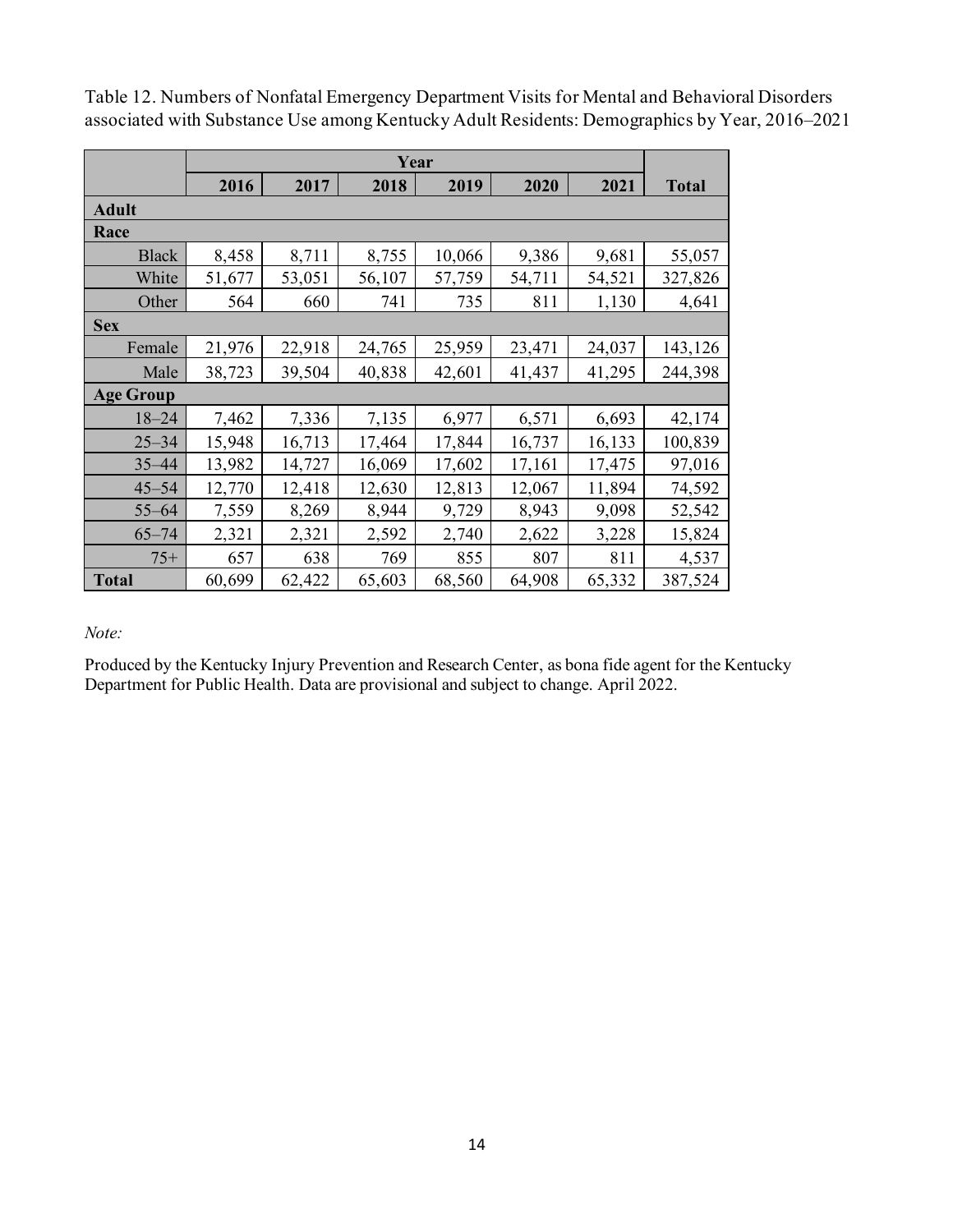Table 12. Numbers of Nonfatal Emergency Department Visits for Mental and Behavioral Disorders associated with Substance Use among Kentucky Adult Residents: Demographics by Year, 2016–2021

| | Year | | | | | | |
|---|---|---|---|---|---|---|---|
| | 2016 | 2017 | 2018 | 2019 | 2020 | 2021 | Total |
| **Adult** | | | | | | | |
| **Race** | | | | | | | |
| Black | 8,458 | 8,711 | 8,755 | 10,066 | 9,386 | 9,681 | 55,057 |
| White | 51,677 | 53,051 | 56,107 | 57,759 | 54,711 | 54,521 | 327,826 |
| Other | 564 | 660 | 741 | 735 | 811 | 1,130 | 4,641 |
| **Sex** | | | | | | | |
| Female | 21,976 | 22,918 | 24,765 | 25,959 | 23,471 | 24,037 | 143,126 |
| Male | 38,723 | 39,504 | 40,838 | 42,601 | 41,437 | 41,295 | 244,398 |
| **Age Group** | | | | | | | |
| 18–24 | 7,462 | 7,336 | 7,135 | 6,977 | 6,571 | 6,693 | 42,174 |
| 25–34 | 15,948 | 16,713 | 17,464 | 17,844 | 16,737 | 16,133 | 100,839 |
| 35–44 | 13,982 | 14,727 | 16,069 | 17,602 | 17,161 | 17,475 | 97,016 |
| 45–54 | 12,770 | 12,418 | 12,630 | 12,813 | 12,067 | 11,894 | 74,592 |
| 55–64 | 7,559 | 8,269 | 8,944 | 9,729 | 8,943 | 9,098 | 52,542 |
| 65–74 | 2,321 | 2,321 | 2,592 | 2,740 | 2,622 | 3,228 | 15,824 |
| 75+ | 657 | 638 | 769 | 855 | 807 | 811 | 4,537 |
| **Total** | 60,699 | 62,422 | 65,603 | 68,560 | 64,908 | 65,332 | 387,524 |

*Note:*

Produced by the Kentucky Injury Prevention and Research Center, as bona fide agent for the Kentucky Department for Public Health. Data are provisional and subject to change. April 2022.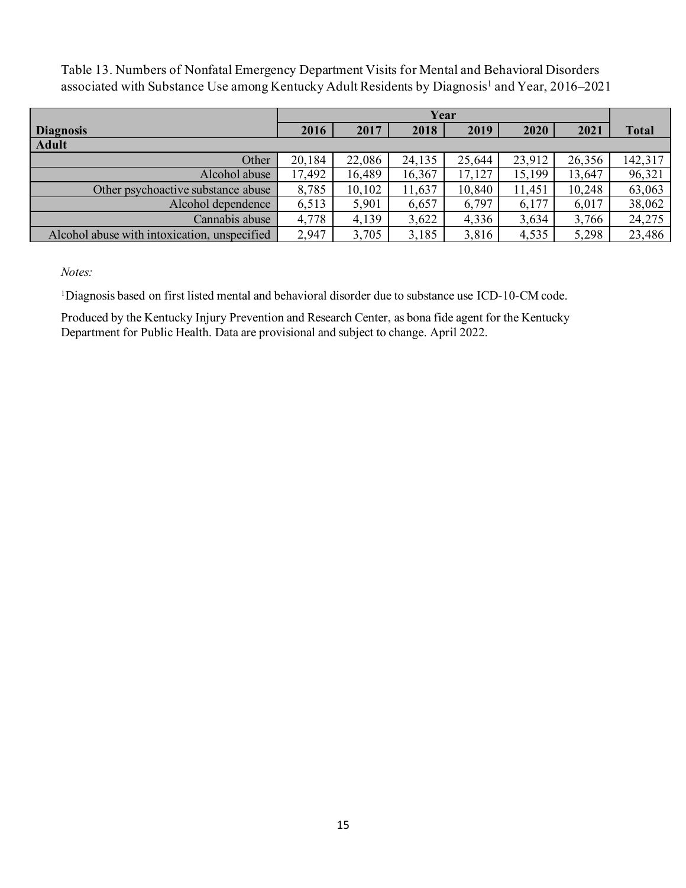Table 13. Numbers of Nonfatal Emergency Department Visits for Mental and Behavioral Disorders associated with Substance Use among Kentucky Adult Residents by Diagnosis[1] and Year, 2016–2021

| | Year | | | | | | |
|---|---|---|---|---|---|---|---|
| **Diagnosis** | **2016** | **2017** | **2018** | **2019** | **2020** | **2021** | **Total** |
| **Adult** | | | | | | | |
| Other | 20,184 | 22,086 | 24,135 | 25,644 | 23,912 | 26,356 | 142,317 |
| Alcohol abuse | 17,492 | 16,489 | 16,367 | 17,127 | 15,199 | 13,647 | 96,321 |
| Other psychoactive substance abuse | 8,785 | 10,102 | 11,637 | 10,840 | 11,451 | 10,248 | 63,063 |
| Alcohol dependence | 6,513 | 5,901 | 6,657 | 6,797 | 6,177 | 6,017 | 38,062 |
| Cannabis abuse | 4,778 | 4,139 | 3,622 | 4,336 | 3,634 | 3,766 | 24,275 |
| Alcohol abuse with intoxication, unspecified | 2,947 | 3,705 | 3,185 | 3,816 | 4,535 | 5,298 | 23,486 |

*Notes:*

[1]Diagnosis based on first listed mental and behavioral disorder due to substance use ICD-10-CM code.

Produced by the Kentucky Injury Prevention and Research Center, as bona fide agent for the Kentucky Department for Public Health. Data are provisional and subject to change. April 2022.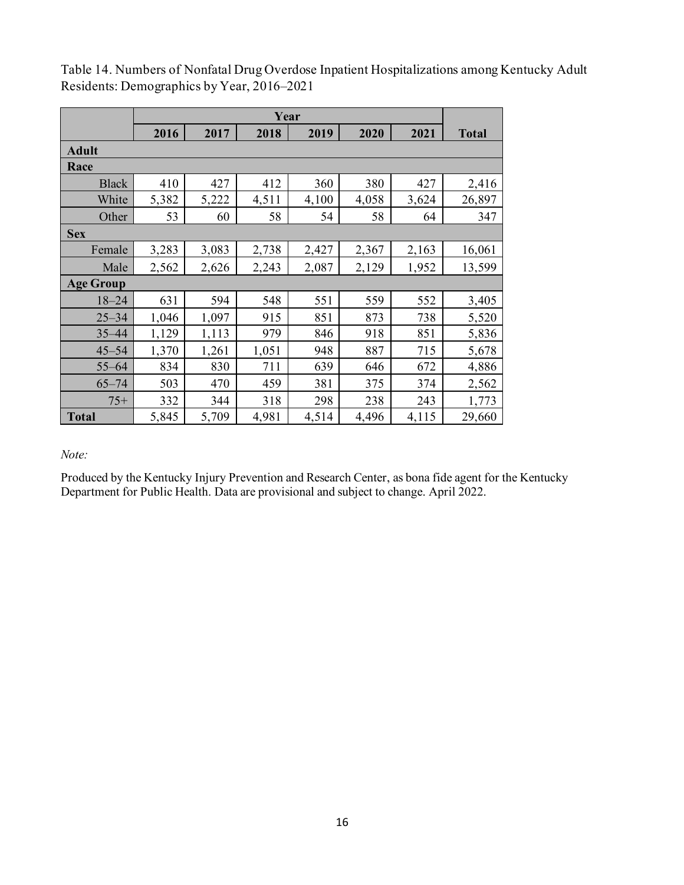Table 14. Numbers of Nonfatal Drug Overdose Inpatient Hospitalizations among Kentucky Adult Residents: Demographics by Year, 2016–2021

| | Year | | | | | | |
|---|---|---|---|---|---|---|---|
| | 2016 | 2017 | 2018 | 2019 | 2020 | 2021 | Total |
| **Adult** | | | | | | | |
| **Race** | | | | | | | |
| Black | 410 | 427 | 412 | 360 | 380 | 427 | 2,416 |
| White | 5,382 | 5,222 | 4,511 | 4,100 | 4,058 | 3,624 | 26,897 |
| Other | 53 | 60 | 58 | 54 | 58 | 64 | 347 |
| **Sex** | | | | | | | |
| Female | 3,283 | 3,083 | 2,738 | 2,427 | 2,367 | 2,163 | 16,061 |
| Male | 2,562 | 2,626 | 2,243 | 2,087 | 2,129 | 1,952 | 13,599 |
| **Age Group** | | | | | | | |
| 18–24 | 631 | 594 | 548 | 551 | 559 | 552 | 3,405 |
| 25–34 | 1,046 | 1,097 | 915 | 851 | 873 | 738 | 5,520 |
| 35–44 | 1,129 | 1,113 | 979 | 846 | 918 | 851 | 5,836 |
| 45–54 | 1,370 | 1,261 | 1,051 | 948 | 887 | 715 | 5,678 |
| 55–64 | 834 | 830 | 711 | 639 | 646 | 672 | 4,886 |
| 65–74 | 503 | 470 | 459 | 381 | 375 | 374 | 2,562 |
| 75+ | 332 | 344 | 318 | 298 | 238 | 243 | 1,773 |
| **Total** | 5,845 | 5,709 | 4,981 | 4,514 | 4,496 | 4,115 | 29,660 |

*Note:*

Produced by the Kentucky Injury Prevention and Research Center, as bona fide agent for the Kentucky Department for Public Health. Data are provisional and subject to change. April 2022.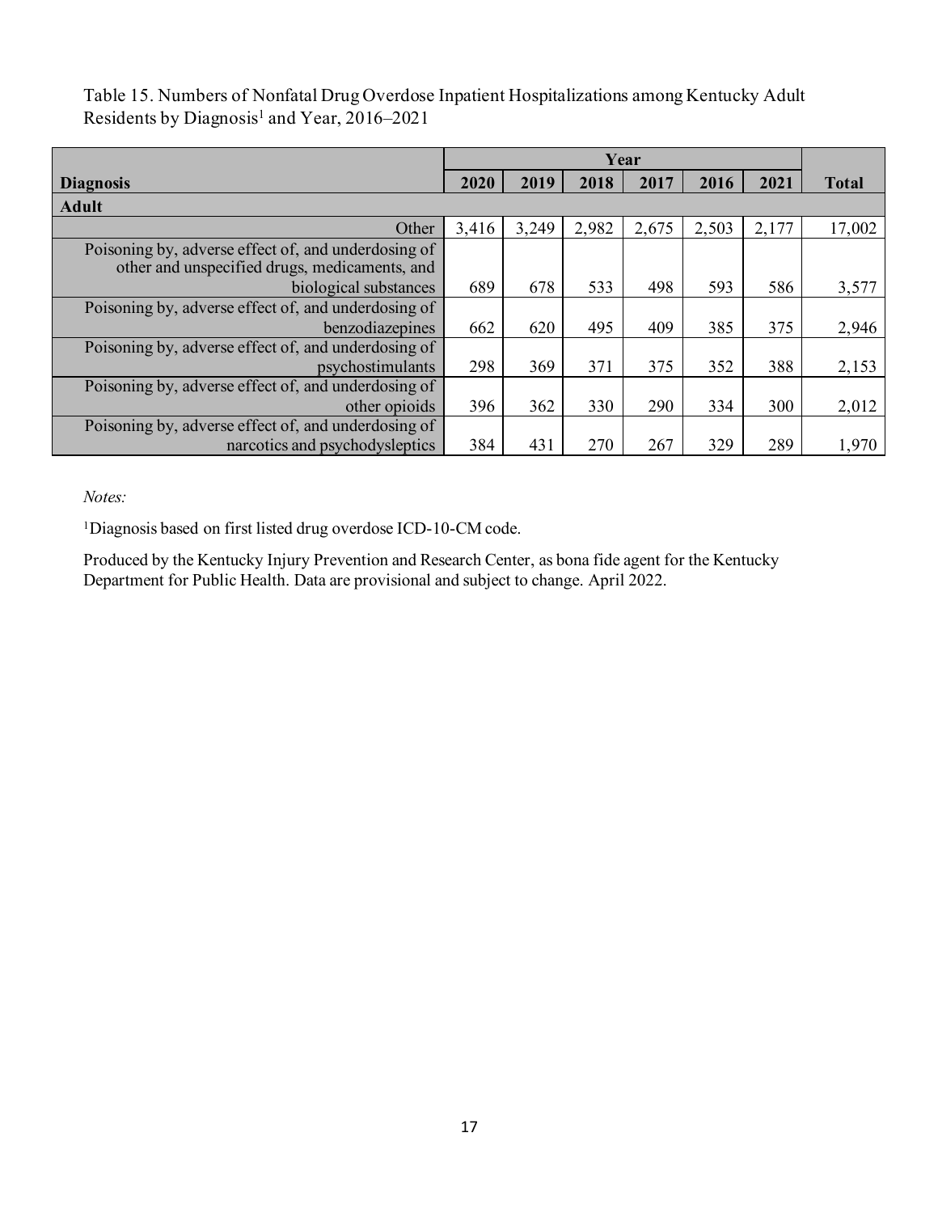Table 15. Numbers of Nonfatal Drug Overdose Inpatient Hospitalizations among Kentucky Adult Residents by Diagnosis[1] and Year, 2016–2021

| | Year | | | | | | |
|---|---|---|---|---|---|---|---|
| **Diagnosis** | **2020** | **2019** | **2018** | **2017** | **2016** | **2021** | **Total** |
| **Adult** | | | | | | | |
| Other | 3,416 | 3,249 | 2,982 | 2,675 | 2,503 | 2,177 | 17,002 |
| Poisoning by, adverse effect of, and underdosing of other and unspecified drugs, medicaments, and biological substances | 689 | 678 | 533 | 498 | 593 | 586 | 3,577 |
| Poisoning by, adverse effect of, and underdosing of benzodiazepines | 662 | 620 | 495 | 409 | 385 | 375 | 2,946 |
| Poisoning by, adverse effect of, and underdosing of psychostimulants | 298 | 369 | 371 | 375 | 352 | 388 | 2,153 |
| Poisoning by, adverse effect of, and underdosing of other opioids | 396 | 362 | 330 | 290 | 334 | 300 | 2,012 |
| Poisoning by, adverse effect of, and underdosing of narcotics and psychodysleptics | 384 | 431 | 270 | 267 | 329 | 289 | 1,970 |

*Notes:*

[1]Diagnosis based on first listed drug overdose ICD-10-CM code.

Produced by the Kentucky Injury Prevention and Research Center, as bona fide agent for the Kentucky Department for Public Health. Data are provisional and subject to change. April 2022.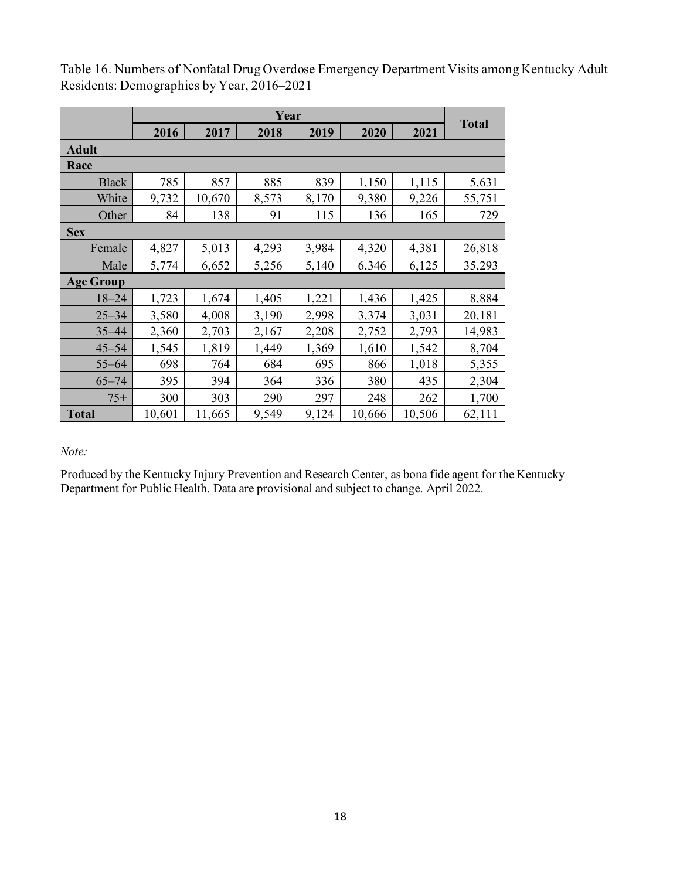Table 16. Numbers of Nonfatal Drug Overdose Emergency Department Visits among Kentucky Adult Residents: Demographics by Year, 2016–2021

| | Year | | | | | | Total |
|---|---|---|---|---|---|---|---|
| | 2016 | 2017 | 2018 | 2019 | 2020 | 2021 | |
| **Adult** | | | | | | | |
| **Race** | | | | | | | |
| Black | 785 | 857 | 885 | 839 | 1,150 | 1,115 | 5,631 |
| White | 9,732 | 10,670 | 8,573 | 8,170 | 9,380 | 9,226 | 55,751 |
| Other | 84 | 138 | 91 | 115 | 136 | 165 | 729 |
| **Sex** | | | | | | | |
| Female | 4,827 | 5,013 | 4,293 | 3,984 | 4,320 | 4,381 | 26,818 |
| Male | 5,774 | 6,652 | 5,256 | 5,140 | 6,346 | 6,125 | 35,293 |
| **Age Group** | | | | | | | |
| 18–24 | 1,723 | 1,674 | 1,405 | 1,221 | 1,436 | 1,425 | 8,884 |
| 25–34 | 3,580 | 4,008 | 3,190 | 2,998 | 3,374 | 3,031 | 20,181 |
| 35–44 | 2,360 | 2,703 | 2,167 | 2,208 | 2,752 | 2,793 | 14,983 |
| 45–54 | 1,545 | 1,819 | 1,449 | 1,369 | 1,610 | 1,542 | 8,704 |
| 55–64 | 698 | 764 | 684 | 695 | 866 | 1,018 | 5,355 |
| 65–74 | 395 | 394 | 364 | 336 | 380 | 435 | 2,304 |
| 75+ | 300 | 303 | 290 | 297 | 248 | 262 | 1,700 |
| **Total** | 10,601 | 11,665 | 9,549 | 9,124 | 10,666 | 10,506 | 62,111 |

*Note:*

Produced by the Kentucky Injury Prevention and Research Center, as bona fide agent for the Kentucky Department for Public Health. Data are provisional and subject to change. April 2022.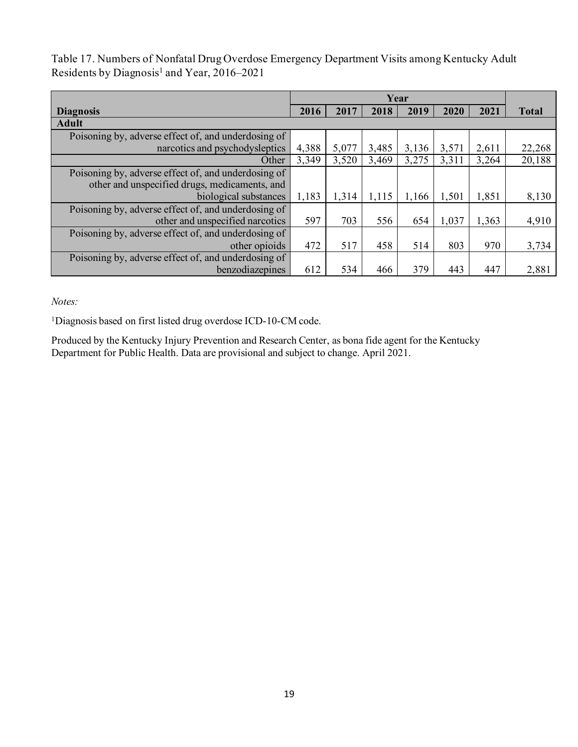Table 17. Numbers of Nonfatal Drug Overdose Emergency Department Visits among Kentucky Adult Residents by Diagnosis[1] and Year, 2016–2021

| Diagnosis | Year | | | | | | Total |
|---|---|---|---|---|---|---|---|
| | 2016 | 2017 | 2018 | 2019 | 2020 | 2021 | |
| **Adult** | | | | | | | |
| Poisoning by, adverse effect of, and underdosing of narcotics and psychodysleptics | 4,388 | 5,077 | 3,485 | 3,136 | 3,571 | 2,611 | 22,268 |
| Other | 3,349 | 3,520 | 3,469 | 3,275 | 3,311 | 3,264 | 20,188 |
| Poisoning by, adverse effect of, and underdosing of other and unspecified drugs, medicaments, and biological substances | 1,183 | 1,314 | 1,115 | 1,166 | 1,501 | 1,851 | 8,130 |
| Poisoning by, adverse effect of, and underdosing of other and unspecified narcotics | 597 | 703 | 556 | 654 | 1,037 | 1,363 | 4,910 |
| Poisoning by, adverse effect of, and underdosing of other opioids | 472 | 517 | 458 | 514 | 803 | 970 | 3,734 |
| Poisoning by, adverse effect of, and underdosing of benzodiazepines | 612 | 534 | 466 | 379 | 443 | 447 | 2,881 |

*Notes:*

[1]Diagnosis based on first listed drug overdose ICD-10-CM code.

Produced by the Kentucky Injury Prevention and Research Center, as bona fide agent for the Kentucky Department for Public Health. Data are provisional and subject to change. April 2021.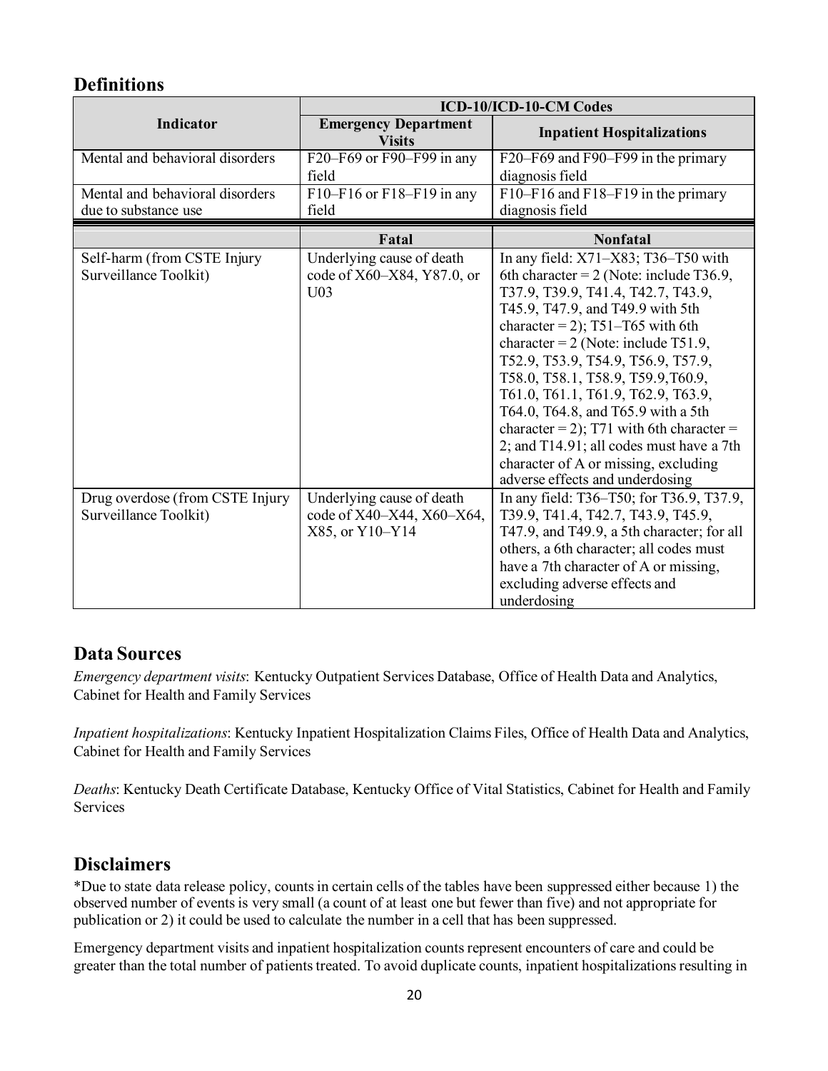## Definitions

| Indicator | ICD-10/ICD-10-CM Codes | |
|---|---|---|
| | **Emergency Department Visits** | **Inpatient Hospitalizations** |
| Mental and behavioral disorders | F20–F69 or F90–F99 in any field | F20–F69 and F90–F99 in the primary diagnosis field |
| Mental and behavioral disorders due to substance use | F10–F16 or F18–F19 in any field | F10–F16 and F18–F19 in the primary diagnosis field |
| | **Fatal** | **Nonfatal** |
| Self-harm (from CSTE Injury Surveillance Toolkit) | Underlying cause of death code of X60–X84, Y87.0, or U03 | In any field: X71–X83; T36–T50 with 6th character = 2 (Note: include T36.9, T37.9, T39.9, T41.4, T42.7, T43.9, T45.9, T47.9, and T49.9 with 5th character = 2); T51–T65 with 6th character = 2 (Note: include T51.9, T52.9, T53.9, T54.9, T56.9, T57.9, T58.0, T58.1, T58.9, T59.9,T60.9, T61.0, T61.1, T61.9, T62.9, T63.9, T64.0, T64.8, and T65.9 with a 5th character = 2); T71 with 6th character = 2; and T14.91; all codes must have a 7th character of A or missing, excluding adverse effects and underdosing |
| Drug overdose (from CSTE Injury Surveillance Toolkit) | Underlying cause of death code of X40–X44, X60–X64, X85, or Y10–Y14 | In any field: T36–T50; for T36.9, T37.9, T39.9, T41.4, T42.7, T43.9, T45.9, T47.9, and T49.9, a 5th character; for all others, a 6th character; all codes must have a 7th character of A or missing, excluding adverse effects and underdosing |

## Data Sources

*Emergency department visits*: Kentucky Outpatient Services Database, Office of Health Data and Analytics, Cabinet for Health and Family Services

*Inpatient hospitalizations*: Kentucky Inpatient Hospitalization Claims Files, Office of Health Data and Analytics, Cabinet for Health and Family Services

*Deaths*: Kentucky Death Certificate Database, Kentucky Office of Vital Statistics, Cabinet for Health and Family Services

## Disclaimers

*Due to state data release policy, counts in certain cells of the tables have been suppressed either because 1) the observed number of events is very small (a count of at least one but fewer than five) and not appropriate for publication or 2) it could be used to calculate the number in a cell that has been suppressed.

Emergency department visits and inpatient hospitalization counts represent encounters of care and could be greater than the total number of patients treated. To avoid duplicate counts, inpatient hospitalizations resulting in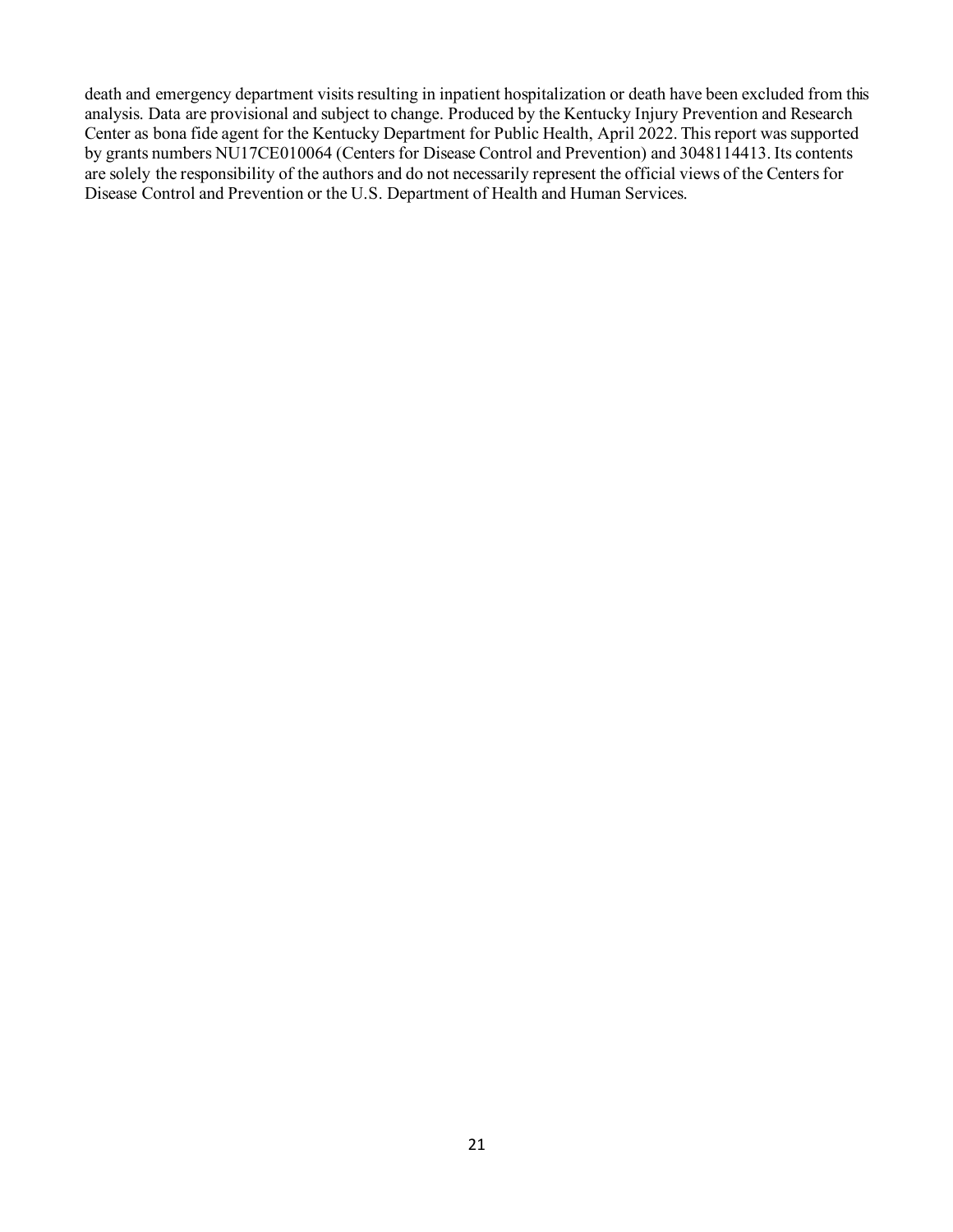death and emergency department visits resulting in inpatient hospitalization or death have been excluded from this analysis. Data are provisional and subject to change. Produced by the Kentucky Injury Prevention and Research Center as bona fide agent for the Kentucky Department for Public Health, April 2022. This report was supported by grants numbers NU17CE010064 (Centers for Disease Control and Prevention) and 3048114413. Its contents are solely the responsibility of the authors and do not necessarily represent the official views of the Centers for Disease Control and Prevention or the U.S. Department of Health and Human Services.